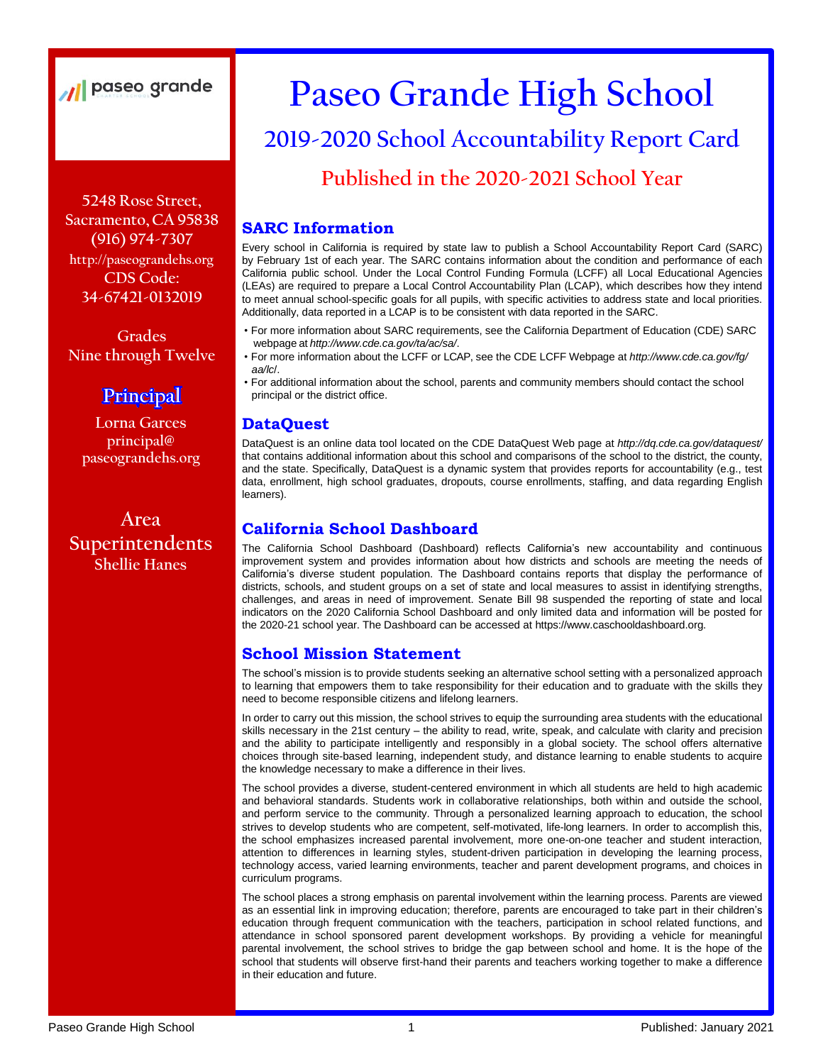# Paseo Grande High School

## 2019-2020 School Accountability Report Card

### Published in the 2020-2021 School Year

paseo grande

5248 Rose Street,
Sacramento, CA 95838
(916) 974-7307
http://paseograndehs.org
CDS Code:
34-67421-0132019

Grades
Nine through Twelve

**Principal**

Lorna Garces
principal@
paseograndehs.org

**Area Superintendents**
Shellie Hanes

## SARC Information

Every school in California is required by state law to publish a School Accountability Report Card (SARC) by February 1st of each year. The SARC contains information about the condition and performance of each California public school. Under the Local Control Funding Formula (LCFF) all Local Educational Agencies (LEAs) are required to prepare a Local Control Accountability Plan (LCAP), which describes how they intend to meet annual school-specific goals for all pupils, with specific activities to address state and local priorities. Additionally, data reported in a LCAP is to be consistent with data reported in the SARC.

- For more information about SARC requirements, see the California Department of Education (CDE) SARC webpage at *http://www.cde.ca.gov/ta/ac/sa/*.
- For more information about the LCFF or LCAP, see the CDE LCFF Webpage at *http://www.cde.ca.gov/fg/aa/lc/*.
- For additional information about the school, parents and community members should contact the school principal or the district office.

## DataQuest

DataQuest is an online data tool located on the CDE DataQuest Web page at *http://dq.cde.ca.gov/dataquest/* that contains additional information about this school and comparisons of the school to the district, the county, and the state. Specifically, DataQuest is a dynamic system that provides reports for accountability (e.g., test data, enrollment, high school graduates, dropouts, course enrollments, staffing, and data regarding English learners).

## California School Dashboard

The California School Dashboard (Dashboard) reflects California's new accountability and continuous improvement system and provides information about how districts and schools are meeting the needs of California's diverse student population. The Dashboard contains reports that display the performance of districts, schools, and student groups on a set of state and local measures to assist in identifying strengths, challenges, and areas in need of improvement. Senate Bill 98 suspended the reporting of state and local indicators on the 2020 California School Dashboard and only limited data and information will be posted for the 2020-21 school year. The Dashboard can be accessed at https://www.caschooldashboard.org.

## School Mission Statement

The school's mission is to provide students seeking an alternative school setting with a personalized approach to learning that empowers them to take responsibility for their education and to graduate with the skills they need to become responsible citizens and lifelong learners.

In order to carry out this mission, the school strives to equip the surrounding area students with the educational skills necessary in the 21st century – the ability to read, write, speak, and calculate with clarity and precision and the ability to participate intelligently and responsibly in a global society. The school offers alternative choices through site-based learning, independent study, and distance learning to enable students to acquire the knowledge necessary to make a difference in their lives.

The school provides a diverse, student-centered environment in which all students are held to high academic and behavioral standards. Students work in collaborative relationships, both within and outside the school, and perform service to the community. Through a personalized learning approach to education, the school strives to develop students who are competent, self-motivated, life-long learners. In order to accomplish this, the school emphasizes increased parental involvement, more one-on-one teacher and student interaction, attention to differences in learning styles, student-driven participation in developing the learning process, technology access, varied learning environments, teacher and parent development programs, and choices in curriculum programs.

The school places a strong emphasis on parental involvement within the learning process. Parents are viewed as an essential link in improving education; therefore, parents are encouraged to take part in their children's education through frequent communication with the teachers, participation in school related functions, and attendance in school sponsored parent development workshops. By providing a vehicle for meaningful parental involvement, the school strives to bridge the gap between school and home. It is the hope of the school that students will observe first-hand their parents and teachers working together to make a difference in their education and future.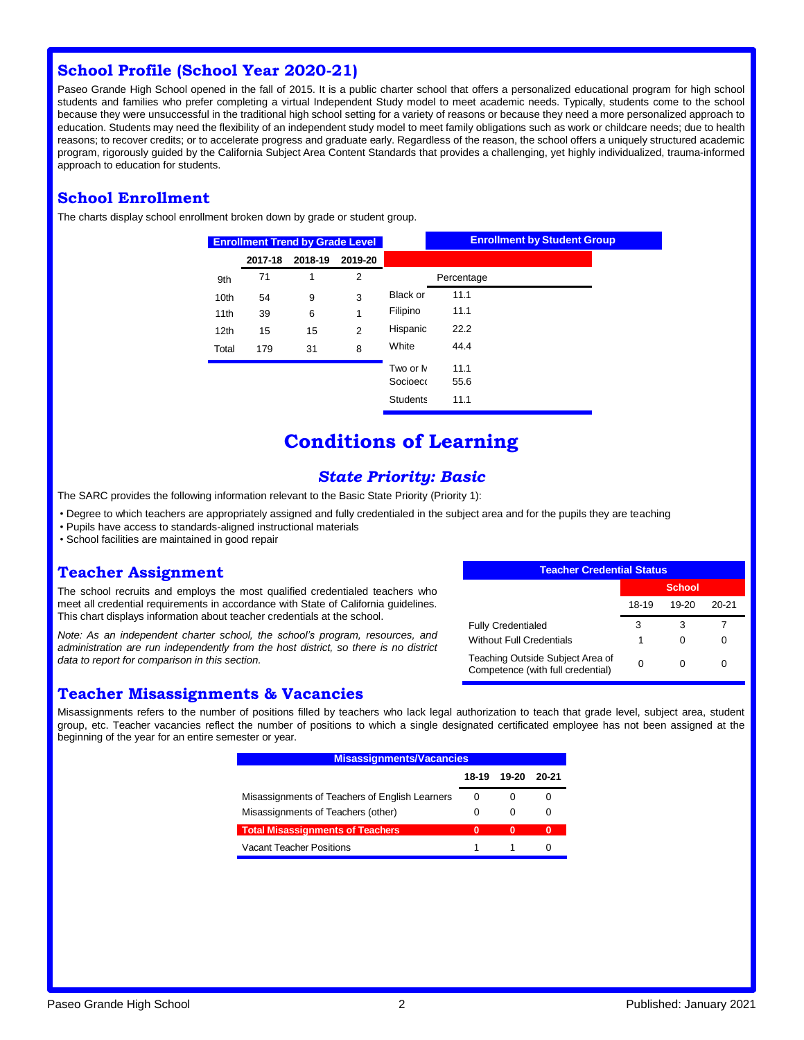## School Profile (School Year 2020-21)

Paseo Grande High School opened in the fall of 2015. It is a public charter school that offers a personalized educational program for high school students and families who prefer completing a virtual Independent Study model to meet academic needs. Typically, students come to the school because they were unsuccessful in the traditional high school setting for a variety of reasons or because they need a more personalized approach to education. Students may need the flexibility of an independent study model to meet family obligations such as work or childcare needs; due to health reasons; to recover credits; or to accelerate progress and graduate early. Regardless of the reason, the school offers a uniquely structured academic program, rigorously guided by the California Subject Area Content Standards that provides a challenging, yet highly individualized, trauma-informed approach to education for students.

## School Enrollment

The charts display school enrollment broken down by grade or student group.

**Enrollment Trend by Grade Level**

| | 2017-18 | 2018-19 | 2019-20 |
|---|---|---|---|
| 9th | 71 | 1 | 2 |
| 10th | 54 | 9 | 3 |
| 11th | 39 | 6 | 1 |
| 12th | 15 | 15 | 2 |
| Total | 179 | 31 | 8 |

**Enrollment by Student Group**

| | Percentage |
|---|---|
| Black or | 11.1 |
| Filipino | 11.1 |
| Hispanic | 22.2 |
| White | 44.4 |
| Two or M | 11.1 |
| Socioeco | 55.6 |
| Students | 11.1 |

# Conditions of Learning

### *State Priority: Basic*

The SARC provides the following information relevant to the Basic State Priority (Priority 1):

- Degree to which teachers are appropriately assigned and fully credentialed in the subject area and for the pupils they are teaching
- Pupils have access to standards-aligned instructional materials
- School facilities are maintained in good repair

## Teacher Assignment

The school recruits and employs the most qualified credentialed teachers who meet all credential requirements in accordance with State of California guidelines. This chart displays information about teacher credentials at the school.

*Note: As an independent charter school, the school's program, resources, and administration are run independently from the host district, so there is no district data to report for comparison in this section.*

**Teacher Credential Status**

| | School | | |
|---|---|---|---|
| | 18-19 | 19-20 | 20-21 |
| Fully Credentialed | 3 | 3 | 7 |
| Without Full Credentials | 1 | 0 | 0 |
| Teaching Outside Subject Area of Competence (with full credential) | 0 | 0 | 0 |

## Teacher Misassignments & Vacancies

Misassignments refers to the number of positions filled by teachers who lack legal authorization to teach that grade level, subject area, student group, etc. Teacher vacancies reflect the number of positions to which a single designated certificated employee has not been assigned at the beginning of the year for an entire semester or year.

**Misassignments/Vacancies**

| | 18-19 | 19-20 | 20-21 |
|---|---|---|---|
| Misassignments of Teachers of English Learners | 0 | 0 | 0 |
| Misassignments of Teachers (other) | 0 | 0 | 0 |
| **Total Misassignments of Teachers** | **0** | **0** | **0** |
| Vacant Teacher Positions | 1 | 1 | 0 |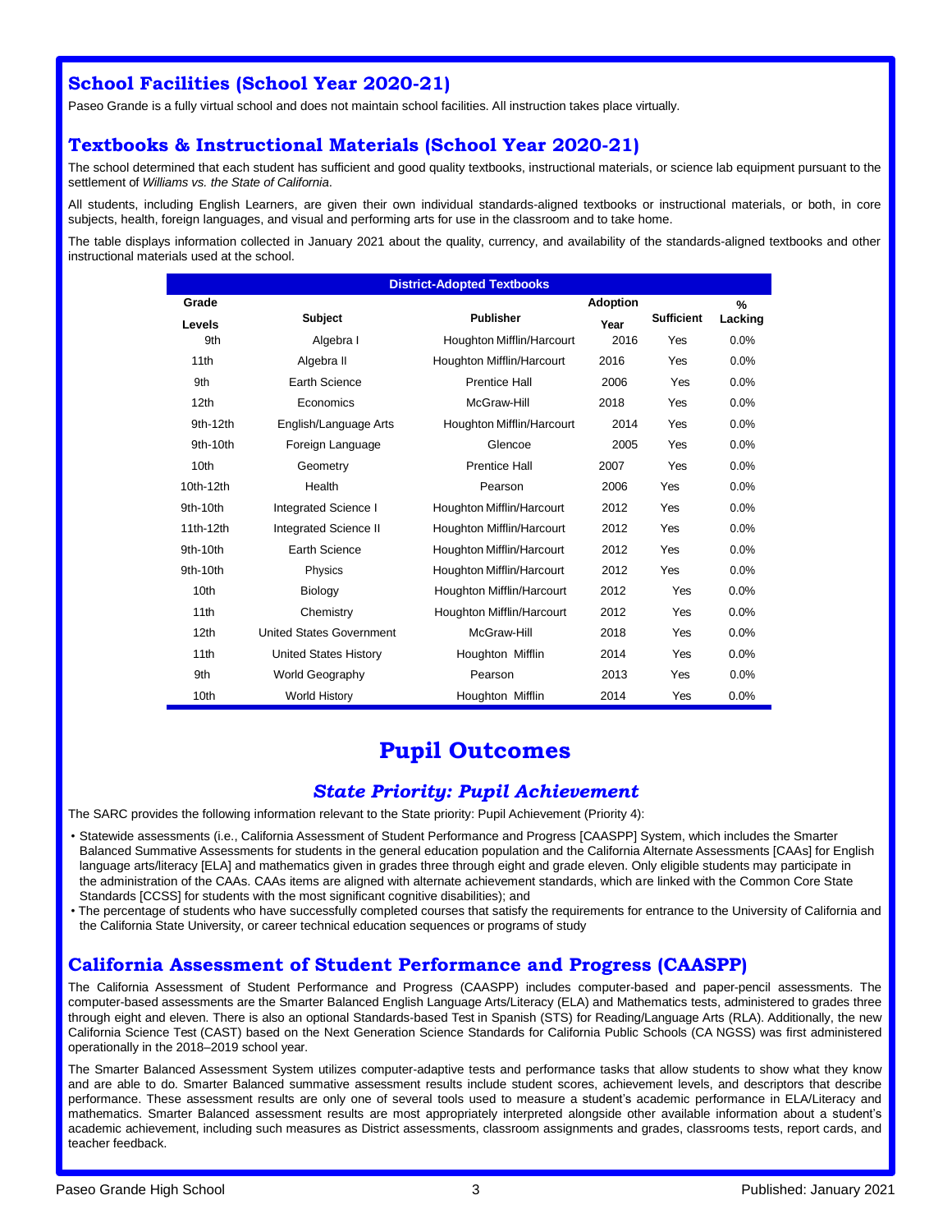## School Facilities (School Year 2020-21)

Paseo Grande is a fully virtual school and does not maintain school facilities. All instruction takes place virtually.

## Textbooks & Instructional Materials (School Year 2020-21)

The school determined that each student has sufficient and good quality textbooks, instructional materials, or science lab equipment pursuant to the settlement of *Williams vs. the State of California*.

All students, including English Learners, are given their own individual standards-aligned textbooks or instructional materials, or both, in core subjects, health, foreign languages, and visual and performing arts for use in the classroom and to take home.

The table displays information collected in January 2021 about the quality, currency, and availability of the standards-aligned textbooks and other instructional materials used at the school.

| District-Adopted Textbooks | | | | | |
|---|---|---|---|---|---|
| Grade Levels | Subject | Publisher | Adoption Year | Sufficient | % Lacking |
| 9th | Algebra I | Houghton Mifflin/Harcourt | 2016 | Yes | 0.0% |
| 11th | Algebra II | Houghton Mifflin/Harcourt | 2016 | Yes | 0.0% |
| 9th | Earth Science | Prentice Hall | 2006 | Yes | 0.0% |
| 12th | Economics | McGraw-Hill | 2018 | Yes | 0.0% |
| 9th-12th | English/Language Arts | Houghton Mifflin/Harcourt | 2014 | Yes | 0.0% |
| 9th-10th | Foreign Language | Glencoe | 2005 | Yes | 0.0% |
| 10th | Geometry | Prentice Hall | 2007 | Yes | 0.0% |
| 10th-12th | Health | Pearson | 2006 | Yes | 0.0% |
| 9th-10th | Integrated Science I | Houghton Mifflin/Harcourt | 2012 | Yes | 0.0% |
| 11th-12th | Integrated Science II | Houghton Mifflin/Harcourt | 2012 | Yes | 0.0% |
| 9th-10th | Earth Science | Houghton Mifflin/Harcourt | 2012 | Yes | 0.0% |
| 9th-10th | Physics | Houghton Mifflin/Harcourt | 2012 | Yes | 0.0% |
| 10th | Biology | Houghton Mifflin/Harcourt | 2012 | Yes | 0.0% |
| 11th | Chemistry | Houghton Mifflin/Harcourt | 2012 | Yes | 0.0% |
| 12th | United States Government | McGraw-Hill | 2018 | Yes | 0.0% |
| 11th | United States History | Houghton Mifflin | 2014 | Yes | 0.0% |
| 9th | World Geography | Pearson | 2013 | Yes | 0.0% |
| 10th | World History | Houghton Mifflin | 2014 | Yes | 0.0% |

# Pupil Outcomes

### *State Priority: Pupil Achievement*

The SARC provides the following information relevant to the State priority: Pupil Achievement (Priority 4):

- Statewide assessments (i.e., California Assessment of Student Performance and Progress [CAASPP] System, which includes the Smarter Balanced Summative Assessments for students in the general education population and the California Alternate Assessments [CAAs] for English language arts/literacy [ELA] and mathematics given in grades three through eight and grade eleven. Only eligible students may participate in the administration of the CAAs. CAAs items are aligned with alternate achievement standards, which are linked with the Common Core State Standards [CCSS] for students with the most significant cognitive disabilities); and
- The percentage of students who have successfully completed courses that satisfy the requirements for entrance to the University of California and the California State University, or career technical education sequences or programs of study

## California Assessment of Student Performance and Progress (CAASPP)

The California Assessment of Student Performance and Progress (CAASPP) includes computer-based and paper-pencil assessments. The computer-based assessments are the Smarter Balanced English Language Arts/Literacy (ELA) and Mathematics tests, administered to grades three through eight and eleven. There is also an optional Standards-based Test in Spanish (STS) for Reading/Language Arts (RLA). Additionally, the new California Science Test (CAST) based on the Next Generation Science Standards for California Public Schools (CA NGSS) was first administered operationally in the 2018–2019 school year.

The Smarter Balanced Assessment System utilizes computer-adaptive tests and performance tasks that allow students to show what they know and are able to do. Smarter Balanced summative assessment results include student scores, achievement levels, and descriptors that describe performance. These assessment results are only one of several tools used to measure a student's academic performance in ELA/Literacy and mathematics. Smarter Balanced assessment results are most appropriately interpreted alongside other available information about a student's academic achievement, including such measures as District assessments, classroom assignments and grades, classrooms tests, report cards, and teacher feedback.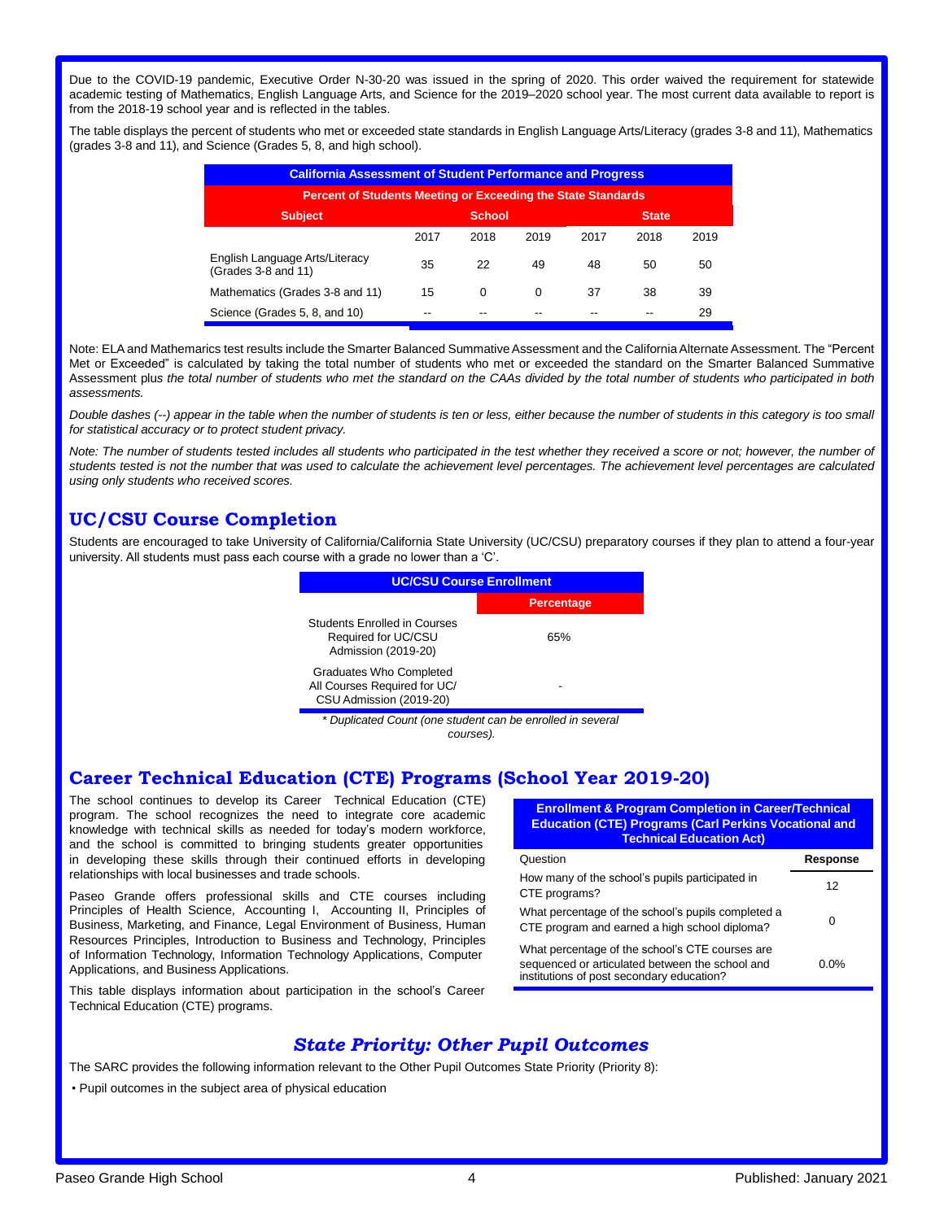Due to the COVID-19 pandemic, Executive Order N-30-20 was issued in the spring of 2020. This order waived the requirement for statewide academic testing of Mathematics, English Language Arts, and Science for the 2019–2020 school year. The most current data available to report is from the 2018-19 school year and is reflected in the tables.

The table displays the percent of students who met or exceeded state standards in English Language Arts/Literacy (grades 3-8 and 11), Mathematics (grades 3-8 and 11), and Science (Grades 5, 8, and high school).

| California Assessment of Student Performance and Progress | | | | | | |
|---|---|---|---|---|---|---|
| **Percent of Students Meeting or Exceeding the State Standards** | | | | | | |
| **Subject** | **School** | | | **State** | | |
| | 2017 | 2018 | 2019 | 2017 | 2018 | 2019 |
| English Language Arts/Literacy (Grades 3-8 and 11) | 35 | 22 | 49 | 48 | 50 | 50 |
| Mathematics (Grades 3-8 and 11) | 15 | 0 | 0 | 37 | 38 | 39 |
| Science (Grades 5, 8, and 10) | -- | -- | -- | -- | -- | 29 |

Note: ELA and Mathemarics test results include the Smarter Balanced Summative Assessment and the California Alternate Assessment. The "Percent Met or Exceeded" is calculated by taking the total number of students who met or exceeded the standard on the Smarter Balanced Summative Assessment plus *the total number of students who met the standard on the CAAs divided by the total number of students who participated in both assessments.*

*Double dashes (--) appear in the table when the number of students is ten or less, either because the number of students in this category is too small for statistical accuracy or to protect student privacy.*

*Note: The number of students tested includes all students who participated in the test whether they received a score or not; however, the number of students tested is not the number that was used to calculate the achievement level percentages. The achievement level percentages are calculated using only students who received scores.*

## UC/CSU Course Completion

Students are encouraged to take University of California/California State University (UC/CSU) preparatory courses if they plan to attend a four-year university. All students must pass each course with a grade no lower than a 'C'.

| UC/CSU Course Enrollment | |
|---|---|
| | **Percentage** |
| Students Enrolled in Courses Required for UC/CSU Admission (2019-20) | 65% |
| Graduates Who Completed All Courses Required for UC/CSU Admission (2019-20) | - |

*\* Duplicated Count (one student can be enrolled in several courses).*

## Career Technical Education (CTE) Programs (School Year 2019-20)

The school continues to develop its Career Technical Education (CTE) program. The school recognizes the need to integrate core academic knowledge with technical skills as needed for today's modern workforce, and the school is committed to bringing students greater opportunities in developing these skills through their continued efforts in developing relationships with local businesses and trade schools.

Paseo Grande offers professional skills and CTE courses including Principles of Health Science, Accounting I, Accounting II, Principles of Business, Marketing, and Finance, Legal Environment of Business, Human Resources Principles, Introduction to Business and Technology, Principles of Information Technology, Information Technology Applications, Computer Applications, and Business Applications.

This table displays information about participation in the school's Career Technical Education (CTE) programs.

| Enrollment & Program Completion in Career/Technical Education (CTE) Programs (Carl Perkins Vocational and Technical Education Act) | |
|---|---|
| Question | **Response** |
| How many of the school's pupils participated in CTE programs? | 12 |
| What percentage of the school's pupils completed a CTE program and earned a high school diploma? | 0 |
| What percentage of the school's CTE courses are sequenced or articulated between the school and institutions of post secondary education? | 0.0% |

## *State Priority: Other Pupil Outcomes*

The SARC provides the following information relevant to the Other Pupil Outcomes State Priority (Priority 8):

- Pupil outcomes in the subject area of physical education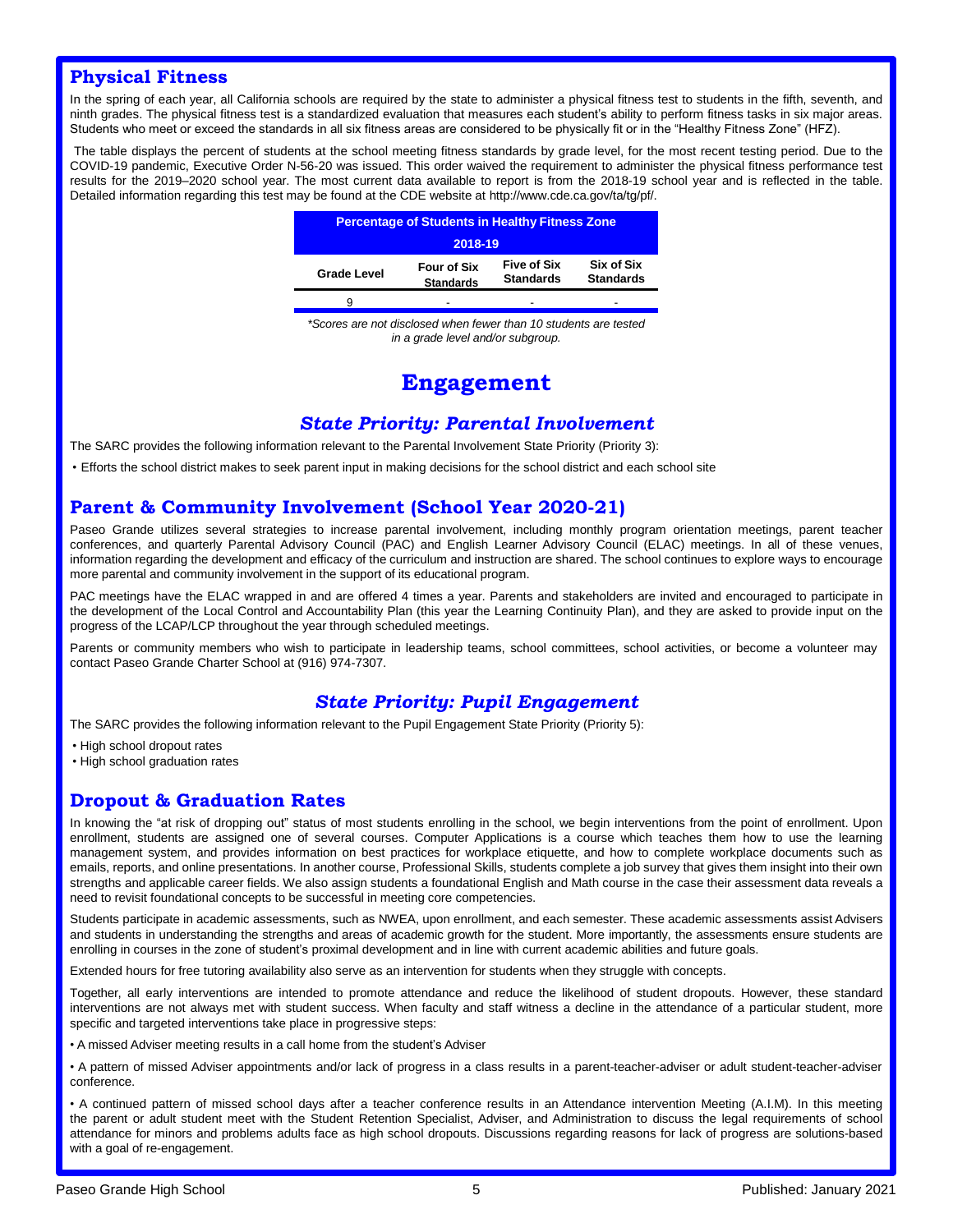## Physical Fitness

In the spring of each year, all California schools are required by the state to administer a physical fitness test to students in the fifth, seventh, and ninth grades. The physical fitness test is a standardized evaluation that measures each student's ability to perform fitness tasks in six major areas. Students who meet or exceed the standards in all six fitness areas are considered to be physically fit or in the "Healthy Fitness Zone" (HFZ).

The table displays the percent of students at the school meeting fitness standards by grade level, for the most recent testing period. Due to the COVID-19 pandemic, Executive Order N-56-20 was issued. This order waived the requirement to administer the physical fitness performance test results for the 2019–2020 school year. The most current data available to report is from the 2018-19 school year and is reflected in the table. Detailed information regarding this test may be found at the CDE website at http://www.cde.ca.gov/ta/tg/pf/.

| Percentage of Students in Healthy Fitness Zone 2018-19 | | | |
|---|---|---|---|
| Grade Level | Four of Six Standards | Five of Six Standards | Six of Six Standards |
| 9 | - | - | - |

*\*Scores are not disclosed when fewer than 10 students are tested in a grade level and/or subgroup.*

# Engagement

### *State Priority: Parental Involvement*

The SARC provides the following information relevant to the Parental Involvement State Priority (Priority 3):

- Efforts the school district makes to seek parent input in making decisions for the school district and each school site

## Parent & Community Involvement (School Year 2020-21)

Paseo Grande utilizes several strategies to increase parental involvement, including monthly program orientation meetings, parent teacher conferences, and quarterly Parental Advisory Council (PAC) and English Learner Advisory Council (ELAC) meetings. In all of these venues, information regarding the development and efficacy of the curriculum and instruction are shared. The school continues to explore ways to encourage more parental and community involvement in the support of its educational program.

PAC meetings have the ELAC wrapped in and are offered 4 times a year. Parents and stakeholders are invited and encouraged to participate in the development of the Local Control and Accountability Plan (this year the Learning Continuity Plan), and they are asked to provide input on the progress of the LCAP/LCP throughout the year through scheduled meetings.

Parents or community members who wish to participate in leadership teams, school committees, school activities, or become a volunteer may contact Paseo Grande Charter School at (916) 974-7307.

### *State Priority: Pupil Engagement*

The SARC provides the following information relevant to the Pupil Engagement State Priority (Priority 5):

- High school dropout rates
- High school graduation rates

## Dropout & Graduation Rates

In knowing the "at risk of dropping out" status of most students enrolling in the school, we begin interventions from the point of enrollment. Upon enrollment, students are assigned one of several courses. Computer Applications is a course which teaches them how to use the learning management system, and provides information on best practices for workplace etiquette, and how to complete workplace documents such as emails, reports, and online presentations. In another course, Professional Skills, students complete a job survey that gives them insight into their own strengths and applicable career fields. We also assign students a foundational English and Math course in the case their assessment data reveals a need to revisit foundational concepts to be successful in meeting core competencies.

Students participate in academic assessments, such as NWEA, upon enrollment, and each semester. These academic assessments assist Advisers and students in understanding the strengths and areas of academic growth for the student. More importantly, the assessments ensure students are enrolling in courses in the zone of student's proximal development and in line with current academic abilities and future goals.

Extended hours for free tutoring availability also serve as an intervention for students when they struggle with concepts.

Together, all early interventions are intended to promote attendance and reduce the likelihood of student dropouts. However, these standard interventions are not always met with student success. When faculty and staff witness a decline in the attendance of a particular student, more specific and targeted interventions take place in progressive steps:

- A missed Adviser meeting results in a call home from the student's Adviser
- A pattern of missed Adviser appointments and/or lack of progress in a class results in a parent-teacher-adviser or adult student-teacher-adviser conference.
- A continued pattern of missed school days after a teacher conference results in an Attendance intervention Meeting (A.I.M). In this meeting the parent or adult student meet with the Student Retention Specialist, Adviser, and Administration to discuss the legal requirements of school attendance for minors and problems adults face as high school dropouts. Discussions regarding reasons for lack of progress are solutions-based with a goal of re-engagement.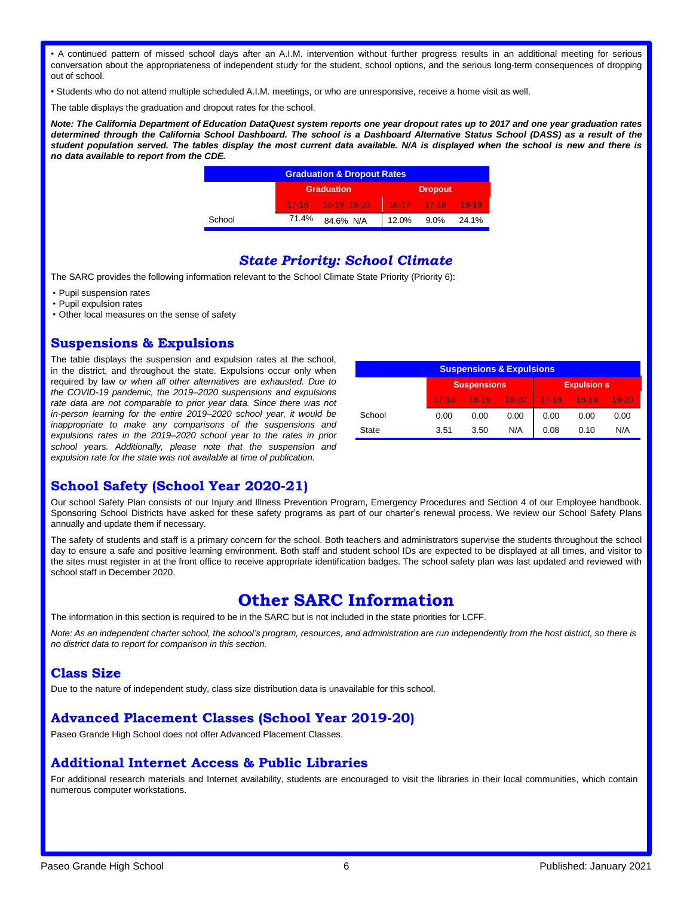• A continued pattern of missed school days after an A.I.M. intervention without further progress results in an additional meeting for serious conversation about the appropriateness of independent study for the student, school options, and the serious long-term consequences of dropping out of school.

• Students who do not attend multiple scheduled A.I.M. meetings, or who are unresponsive, receive a home visit as well.

The table displays the graduation and dropout rates for the school.

***Note: The California Department of Education DataQuest system reports one year dropout rates up to 2017 and one year graduation rates determined through the California School Dashboard. The school is a Dashboard Alternative Status School (DASS) as a result of the student population served. The tables display the most current data available. N/A is displayed when the school is new and there is no data available to report from the CDE.***

| Graduation & Dropout Rates | | | | | | |
|---|---|---|---|---|---|---|
| | Graduation | | | Dropout | | |
| | 17-18 | 18-19 | 19-20 | 16-17 | 17-18 | 18-19 |
| School | 71.4% | 84.6% | N/A | 12.0% | 9.0% | 24.1% |

## *State Priority: School Climate*

The SARC provides the following information relevant to the School Climate State Priority (Priority 6):

- Pupil suspension rates
- Pupil expulsion rates
- Other local measures on the sense of safety

### Suspensions & Expulsions

The table displays the suspension and expulsion rates at the school, in the district, and throughout the state. Expulsions occur only when required by law or *when all other alternatives are exhausted. Due to the COVID-19 pandemic, the 2019–2020 suspensions and expulsions rate data are not comparable to prior year data. Since there was not in-person learning for the entire 2019–2020 school year, it would be inappropriate to make any comparisons of the suspensions and expulsions rates in the 2019–2020 school year to the rates in prior school years. Additionally, please note that the suspension and expulsion rate for the state was not available at time of publication.*

| Suspensions & Expulsions | | | | | | |
|---|---|---|---|---|---|---|
| | Suspensions | | | Expulsion s | | |
| | 17-18 | 18-19 | 19-20 | 17-18 | 18-19 | 19-20 |
| School | 0.00 | 0.00 | 0.00 | 0.00 | 0.00 | 0.00 |
| State | 3.51 | 3.50 | N/A | 0.08 | 0.10 | N/A |

### School Safety (School Year 2020-21)

Our school Safety Plan consists of our Injury and Illness Prevention Program, Emergency Procedures and Section 4 of our Employee handbook. Sponsoring School Districts have asked for these safety programs as part of our charter's renewal process. We review our School Safety Plans annually and update them if necessary.

The safety of students and staff is a primary concern for the school. Both teachers and administrators supervise the students throughout the school day to ensure a safe and positive learning environment. Both staff and student school IDs are expected to be displayed at all times, and visitor to the sites must register in at the front office to receive appropriate identification badges. The school safety plan was last updated and reviewed with school staff in December 2020.

## Other SARC Information

The information in this section is required to be in the SARC but is not included in the state priorities for LCFF.

*Note: As an independent charter school, the school's program, resources, and administration are run independently from the host district, so there is no district data to report for comparison in this section.*

### Class Size

Due to the nature of independent study, class size distribution data is unavailable for this school.

### Advanced Placement Classes (School Year 2019-20)

Paseo Grande High School does not offer Advanced Placement Classes.

### Additional Internet Access & Public Libraries

For additional research materials and Internet availability, students are encouraged to visit the libraries in their local communities, which contain numerous computer workstations.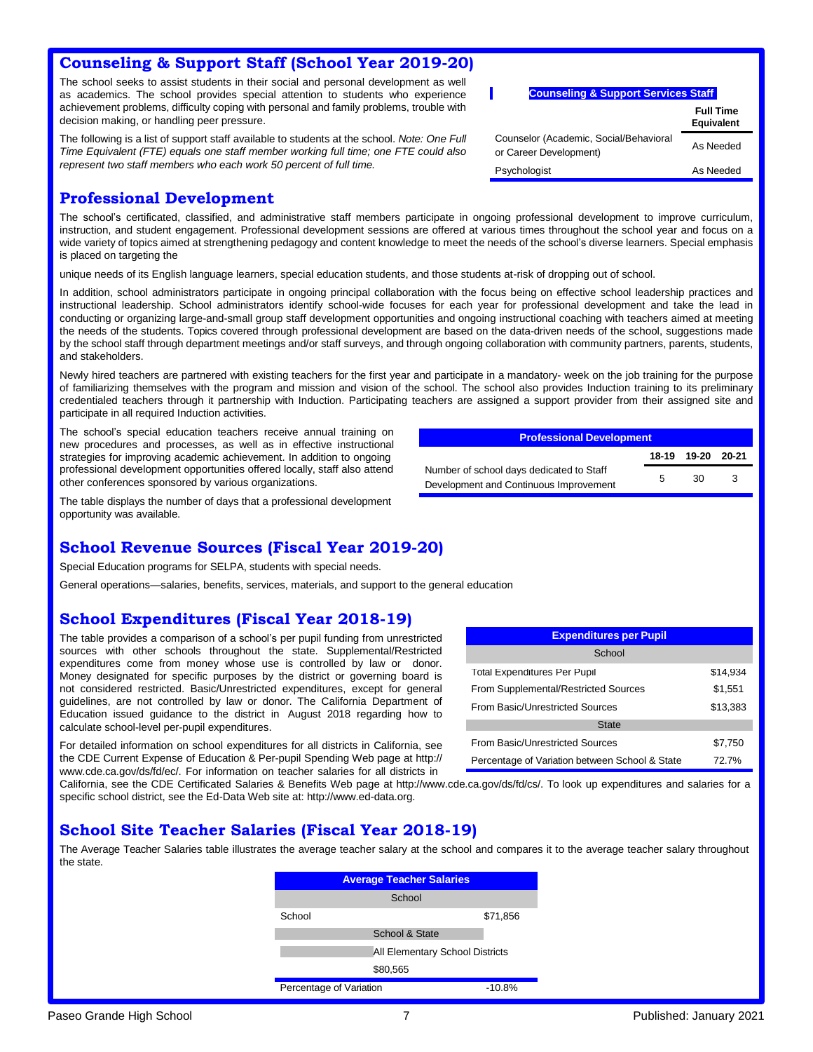## Counseling & Support Staff (School Year 2019-20)

The school seeks to assist students in their social and personal development as well as academics. The school provides special attention to students who experience achievement problems, difficulty coping with personal and family problems, trouble with decision making, or handling peer pressure.

The following is a list of support staff available to students at the school. *Note: One Full Time Equivalent (FTE) equals one staff member working full time; one FTE could also represent two staff members who each work 50 percent of full time.*

| Counseling & Support Services Staff | Full Time Equivalent |
|---|---|
| Counselor (Academic, Social/Behavioral or Career Development) | As Needed |
| Psychologist | As Needed |

## Professional Development

The school's certificated, classified, and administrative staff members participate in ongoing professional development to improve curriculum, instruction, and student engagement. Professional development sessions are offered at various times throughout the school year and focus on a wide variety of topics aimed at strengthening pedagogy and content knowledge to meet the needs of the school's diverse learners. Special emphasis is placed on targeting the

unique needs of its English language learners, special education students, and those students at-risk of dropping out of school.

In addition, school administrators participate in ongoing principal collaboration with the focus being on effective school leadership practices and instructional leadership. School administrators identify school-wide focuses for each year for professional development and take the lead in conducting or organizing large-and-small group staff development opportunities and ongoing instructional coaching with teachers aimed at meeting the needs of the students. Topics covered through professional development are based on the data-driven needs of the school, suggestions made by the school staff through department meetings and/or staff surveys, and through ongoing collaboration with community partners, parents, students, and stakeholders.

Newly hired teachers are partnered with existing teachers for the first year and participate in a mandatory- week on the job training for the purpose of familiarizing themselves with the program and mission and vision of the school. The school also provides Induction training to its preliminary credentialed teachers through it partnership with Induction. Participating teachers are assigned a support provider from their assigned site and participate in all required Induction activities.

The school's special education teachers receive annual training on new procedures and processes, as well as in effective instructional strategies for improving academic achievement. In addition to ongoing professional development opportunities offered locally, staff also attend other conferences sponsored by various organizations.

The table displays the number of days that a professional development opportunity was available.

| Professional Development | 18-19 | 19-20 | 20-21 |
|---|---|---|---|
| Number of school days dedicated to Staff Development and Continuous Improvement | 5 | 30 | 3 |

## School Revenue Sources (Fiscal Year 2019-20)

Special Education programs for SELPA, students with special needs.

General operations—salaries, benefits, services, materials, and support to the general education

## School Expenditures (Fiscal Year 2018-19)

The table provides a comparison of a school's per pupil funding from unrestricted sources with other schools throughout the state. Supplemental/Restricted expenditures come from money whose use is controlled by law or donor. Money designated for specific purposes by the district or governing board is not considered restricted. Basic/Unrestricted expenditures, except for general guidelines, are not controlled by law or donor. The California Department of Education issued guidance to the district in August 2018 regarding how to calculate school-level per-pupil expenditures.

For detailed information on school expenditures for all districts in California, see the CDE Current Expense of Education & Per-pupil Spending Web page at http://www.cde.ca.gov/ds/fd/ec/. For information on teacher salaries for all districts in California, see the CDE Certificated Salaries & Benefits Web page at http://www.cde.ca.gov/ds/fd/cs/. To look up expenditures and salaries for a specific school district, see the Ed-Data Web site at: http://www.ed-data.org.

| Expenditures per Pupil | |
|---|---|
| **School** | |
| Total Expenditures Per Pupil | $14,934 |
| From Supplemental/Restricted Sources | $1,551 |
| From Basic/Unrestricted Sources | $13,383 |
| **State** | |
| From Basic/Unrestricted Sources | $7,750 |
| Percentage of Variation between School & State | 72.7% |

## School Site Teacher Salaries (Fiscal Year 2018-19)

The Average Teacher Salaries table illustrates the average teacher salary at the school and compares it to the average teacher salary throughout the state.

| Average Teacher Salaries | |
|---|---|
| **School** | |
| School | $71,856 |
| **School & State** | |
| All Elementary School Districts | $80,565 |
| Percentage of Variation | -10.8% |